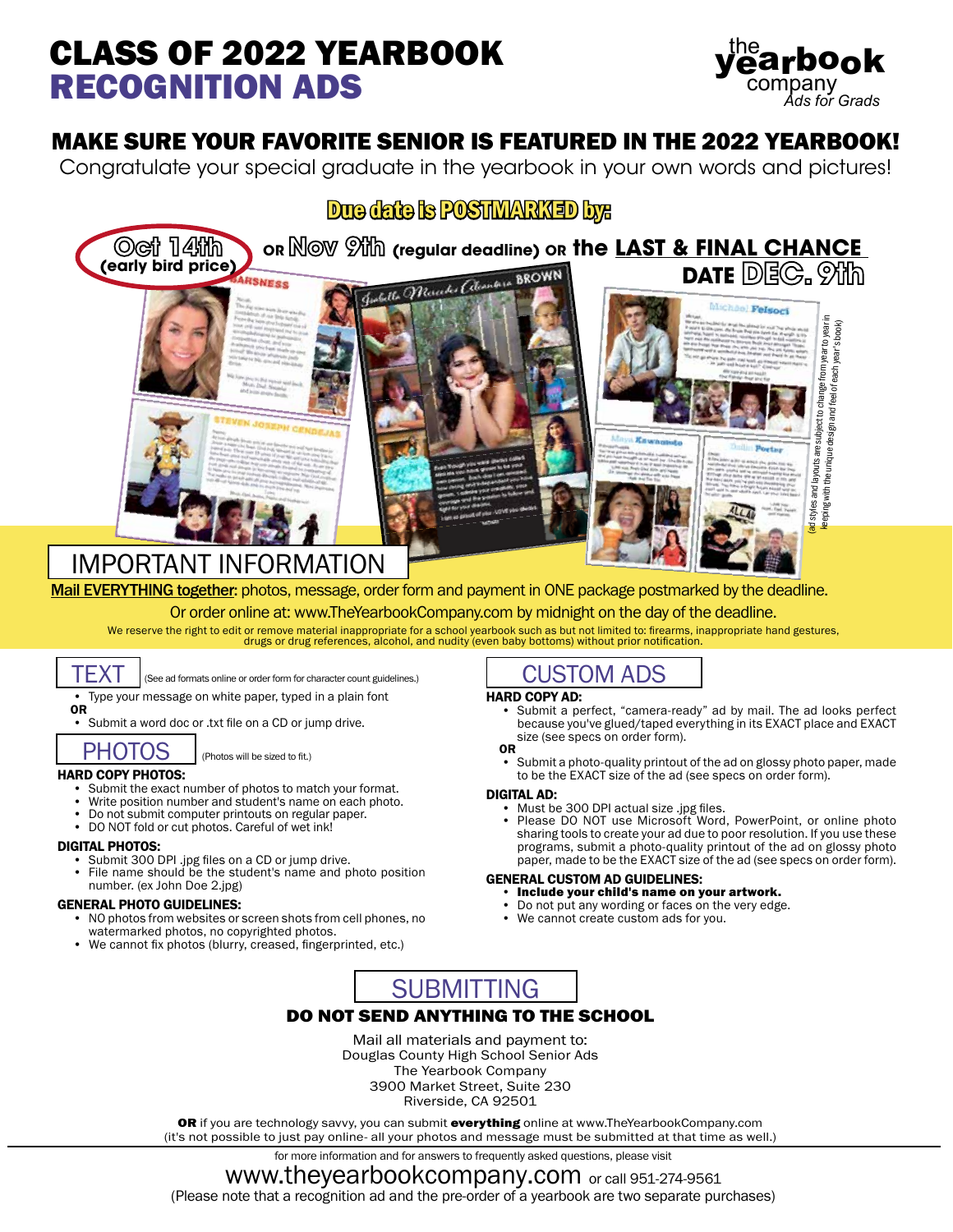# CLASS OF 2022 YEARBOOK
# RECOGNITION ADS

the yearbook company
*Ads for Grads*

## MAKE SURE YOUR FAVORITE SENIOR IS FEATURED IN THE 2022 YEARBOOK!

Congratulate your special graduate in the yearbook in your own words and pictures!

**Due date is POSTMARKED by:**

**Oct 14th (early bird price)** OR **Nov 9th (regular deadline)** OR **the LAST & FINAL CHANCE DATE DEC. 9th**

(ad styles and layouts are subject to change from year to year in keeping with the unique design and feel of each year's book)

## IMPORTANT INFORMATION

**Mail EVERYTHING together:** photos, message, order form and payment in ONE package postmarked by the deadline.

Or order online at: www.TheYearbookCompany.com by midnight on the day of the deadline.

We reserve the right to edit or remove material inappropriate for a school yearbook such as but not limited to: firearms, inappropriate hand gestures, drugs or drug references, alcohol, and nudity (even baby bottoms) without prior notification.

## TEXT

(See ad formats online or order form for character count guidelines.)

- Type your message on white paper, typed in a plain font

**OR**

- Submit a word doc or .txt file on a CD or jump drive.

## PHOTOS

(Photos will be sized to fit.)

**HARD COPY PHOTOS:**

- Submit the exact number of photos to match your format.
- Write position number and student's name on each photo.
- Do not submit computer printouts on regular paper.
- DO NOT fold or cut photos. Careful of wet ink!

**DIGITAL PHOTOS:**

- Submit 300 DPI .jpg files on a CD or jump drive.
- File name should be the student's name and photo position number. (ex John Doe 2.jpg)

**GENERAL PHOTO GUIDELINES:**

- NO photos from websites or screen shots from cell phones, no watermarked photos, no copyrighted photos.
- We cannot fix photos (blurry, creased, fingerprinted, etc.)

## CUSTOM ADS

**HARD COPY AD:**

- Submit a perfect, "camera-ready" ad by mail. The ad looks perfect because you've glued/taped everything in its EXACT place and EXACT size (see specs on order form).

**OR**

- Submit a photo-quality printout of the ad on glossy photo paper, made to be the EXACT size of the ad (see specs on order form).

**DIGITAL AD:**

- Must be 300 DPI actual size .jpg files.
- Please DO NOT use Microsoft Word, PowerPoint, or online photo sharing tools to create your ad due to poor resolution. If you use these programs, submit a photo-quality printout of the ad on glossy photo paper, made to be the EXACT size of the ad (see specs on order form).

**GENERAL CUSTOM AD GUIDELINES:**

- **Include your child's name on your artwork.**
- Do not put any wording or faces on the very edge.
- We cannot create custom ads for you.

## SUBMITTING

**DO NOT SEND ANYTHING TO THE SCHOOL**

Mail all materials and payment to:
Douglas County High School Senior Ads
The Yearbook Company
3900 Market Street, Suite 230
Riverside, CA 92501

**OR** if you are technology savvy, you can submit **everything** online at www.TheYearbookCompany.com (it's not possible to just pay online- all your photos and message must be submitted at that time as well.)

for more information and for answers to frequently asked questions, please visit

www.theyearbookcompany.com or call 951-274-9561

(Please note that a recognition ad and the pre-order of a yearbook are two separate purchases)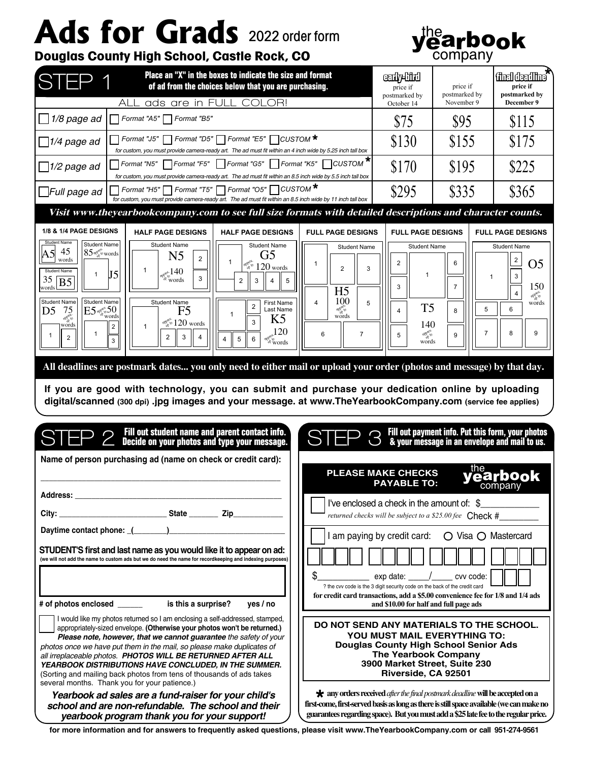# Ads for Grads 2022 order form

**Douglas County High School, Castle Rock, CO**

the yearbook company

## STEP 1

**Place an "X" in the boxes to indicate the size and format of ad from the choices below that you are purchasing.**

ALL ads are in FULL COLOR!

| Size | Format | early-bird price if postmarked by October 14 | price if postmarked by November 9 | final deadline* price if postmarked by December 9 |
|---|---|---|---|---|
| ☐ 1/8 page ad | ☐ Format "A5" ☐ Format "B5" | $75 | $95 | $115 |
| ☐ 1/4 page ad | ☐ Format "J5" ☐ Format "D5" ☐ Format "E5" ☐ CUSTOM * — for custom, you must provide camera-ready art. The ad must fit within an 4 inch wide by 5.25 inch tall box | $130 | $155 | $175 |
| ☐ 1/2 page ad | ☐ Format "N5" ☐ Format "F5" ☐ Format "G5" ☐ Format "K5" ☐ CUSTOM * — for custom, you must provide camera-ready art. The ad must fit within an 8.5 inch wide by 5.5 inch tall box | $170 | $195 | $225 |
| ☐ Full page ad | ☐ Format "H5" ☐ Format "T5" ☐ Format "O5" ☐ CUSTOM * — for custom, you must provide camera-ready art. The ad must fit within an 8.5 inch wide by 11 inch tall box | $295 | $335 | $365 |

***Visit www.theyearbookcompany.com to see full size formats with detailed descriptions and character counts.***

**1/8 & 1/4 PAGE DESIGNS:** A5 – 45 words; B5 – 35 words; J5; D5 – approx. up to 75 words; E5 – approx. up to 50 words; (A5, B5, J5, D5, E5 with 85 approx. up to words)

**HALF PAGE DESIGNS:** N5 – approx. up to 140 words; F5 – approx. up to 120 words

**HALF PAGE DESIGNS:** G5 – approx. up to 120 words; K5 – approx. up to 120 words

**FULL PAGE DESIGNS:** H5 – approx. up to 100 words

**FULL PAGE DESIGNS:** T5 – approx. up to 140 words

**FULL PAGE DESIGNS:** O5 – approx. up to 150 words

**All deadlines are postmark dates... you only need to either mail or upload your order (photos and message) by that day.**

**If you are good with technology, you can submit and purchase your dedication online by uploading digital/scanned (300 dpi) .jpg images and your message. at www.TheYearbookCompany.com (service fee applies)**

## STEP 2

**Fill out student name and parent contact info. Decide on your photos and type your message.**

**Name of person purchasing ad (name on check or credit card):**

______________________________

**Address:** ______________________________

**City:** ______________ **State** ______ **Zip** ________

**Daytime contact phone:** (______) ______________

**STUDENT'S first and last name as you would like it to appear on ad:**
**(we will not add the name to custom ads but we do need the name for recordkeeping and indexing purposes)**

______________________________

**# of photos enclosed** ______ **is this a surprise? yes / no**

☐ I would like my photos returned so I am enclosing a self-addressed, stamped, appropriately-sized envelope. **(Otherwise your photos won't be returned.)** ***Please note, however, that we cannot guarantee*** *the safety of your photos once we have put them in the mail, so please make duplicates of all irreplaceable photos.* ***PHOTOS WILL BE RETURNED AFTER ALL YEARBOOK DISTRIBUTIONS HAVE CONCLUDED, IN THE SUMMER.*** (Sorting and mailing back photos from tens of thousands of ads takes several months. Thank you for your patience.)

***Yearbook ad sales are a fund-raiser for your child's school and are non-refundable. The school and their yearbook program thank you for your support!***

## STEP 3

**Fill out payment info. Put this form, your photos & your message in an envelope and mail to us.**

**PLEASE MAKE CHECKS PAYABLE TO:** the yearbook company

☐ I've enclosed a check in the amount of: $__________
*returned checks will be subject to a $25.00 fee* Check #________

☐ I am paying by credit card: ○ Visa ○ Mastercard

$__________ exp date: ____/____ cvv code: ___

? the cvv code is the 3 digit security code on the back of the credit card

**for credit card transactions, add a $5.00 convenience fee for 1/8 and 1/4 ads and $10.00 for half and full page ads**

**DO NOT SEND ANY MATERIALS TO THE SCHOOL.**
**YOU MUST MAIL EVERYTHING TO:**
**Douglas County High School Senior Ads**
**The Yearbook Company**
**3900 Market Street, Suite 230**
**Riverside, CA 92501**

\* **any orders received** *after the final postmark deadline* **will be accepted on a first-come, first-served basis as long as there is still space available (we can make no guarantees regarding space). But you must add a $25 late fee to the regular price.**

**for more information and for answers to frequently asked questions, please visit www.TheYearbookCompany.com or call 951-274-9561**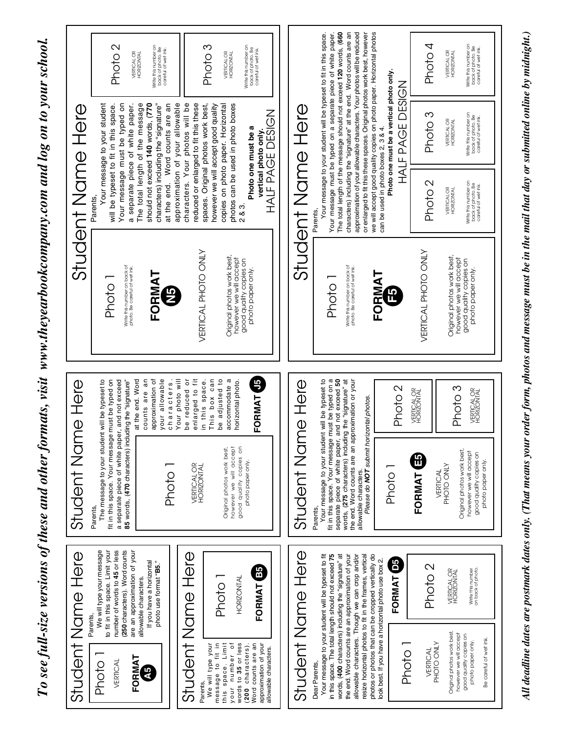# To see full-size versions of these and other formats, visit www.theyearbookcompany.com and log on to your school.

## Student Name Here

Photo 1

VERTICAL

**FORMAT A5**

Parents,

We will type your message to fit in this space. Limit your number of words to **45** or less (**250** characters). Word counts are an approximation of your allowable characters.

If you have a horizontal photo use format "**B5**."

## Student Name Here

Parents,

We will type your message to fit in this space. Limit your number of words to **35** or less (**200** characters). Word counts are an approximation of your allowable characters.

Photo 1

HORIZONTAL

**FORMAT B5**

## Student Name Here

Parents,

The message to your student will be typeset to fit in this space. Your message must be typed on a separate piece of white paper, and not exceed **85** words, (**470** characters) including the "signature" at the end. Word counts are an approximation of your allowable characters. Your photo will be reduced or enlarged to fit in this space. This box can be adjusted to accommodate a horizontal photo.

Photo 1

VERTICAL OR HORIZONTAL

Original photos work best, however we will accept good quality copies on photo paper only.

**FORMAT J5**

## Student Name Here

Parents,

Your message to your student will be typeset to fit in this space. Your message must be typed on a separate piece of white paper. The total length of the message should not exceed **140** words, (**770** characters) including the "signature" at the end. Word counts are an approximation of your allowable characters. Your photos will be reduced or enlarged to fit these spaces. Original photos work best, however we will accept good quality copies on photo paper. Horizontal photos can be used in photo boxes 2 & 3.

**Photo one must be a vertical photo only.**

HALF PAGE DESIGN

Photo 1

Write this number on back of photo. Be careful of wet ink.

**FORMAT N5**

VERTICAL PHOTO ONLY

Original photos work best, however we will accept good quality copies on photo paper only.

Photo 2

VERTICAL OR HORIZONTAL

Write this number on back of photo. Be careful of wet ink.

Photo 3

VERTICAL OR HORIZONTAL

Write this number on back of photo. Be careful of wet ink.

## Student Name Here

Dear Parents,

Your message to your student will be typeset to fit in this space. The total length should not exceed **75** words, (**400** characters) including the "signature" at the end. Word counts are an approximation of your allowable characters. Though we can crop and/or resize horizontal photos to fit in the frames, vertical photos or photos that can be cropped vertically do look best. If you have a horizontal photo use box 2.

**FORMAT D5**

Photo 1

VERTICAL PHOTO ONLY

Original photos work best, however we will accept good quality copies on photo paper only.

Be careful of wet ink.

Photo 2

VERTICAL OR HORIZONTAL

Write this number on back of photo.

## Student Name Here

Parents,

Your message to your student will be typeset to fit in this space. Your message must be typed on a separate piece of white paper, and not exceed **50** words, (**275** characters) including the "signature" at the end. Word counts are an approximation of your allowable characters.

*Please do **NOT** submit horizontal photos.*

Photo 1

**FORMAT E5**

VERTICAL PHOTO ONLY

Original photos work best, however we will accept good quality copies on photo paper only.

Photo 2

VERTICAL OR HORIZONTAL

Photo 3

VERTICAL OR HORIZONTAL

## Student Name Here

Parents,

Your message to your student will be typeset to fit in this space. Your message must be typed on a separate piece of white paper. The total length of the message should not exceed **120** words, (**660** characters) including the "signature" at the end. Word counts are an approximation of your allowable characters. Your photos will be reduced or enlarged to fit these spaces. Original photos work best, however we will accept good quality copies on photo paper. Horizontal photos can be used in photo boxes 2, 3 & 4.

**Photo one must be a vertical photo only.**

HALF PAGE DESIGN

Photo 1

Write this number on back of photo. Be careful of wet ink.

**FORMAT F5**

VERTICAL PHOTO ONLY

Original photos work best, however we will accept good quality copies on photo paper only.

Photo 2

VERTICAL OR HORIZONTAL

Write this number on back of photo. Be careful of wet ink.

Photo 3

VERTICAL OR HORIZONTAL

Write this number on back of photo. Be careful of wet ink.

Photo 4

VERTICAL OR HORIZONTAL

Write this number on back of photo. Be careful of wet ink.

***All deadline dates are postmark dates only. (That means your order form, photos and message must be in the mail that day or submitted online by midnight.)***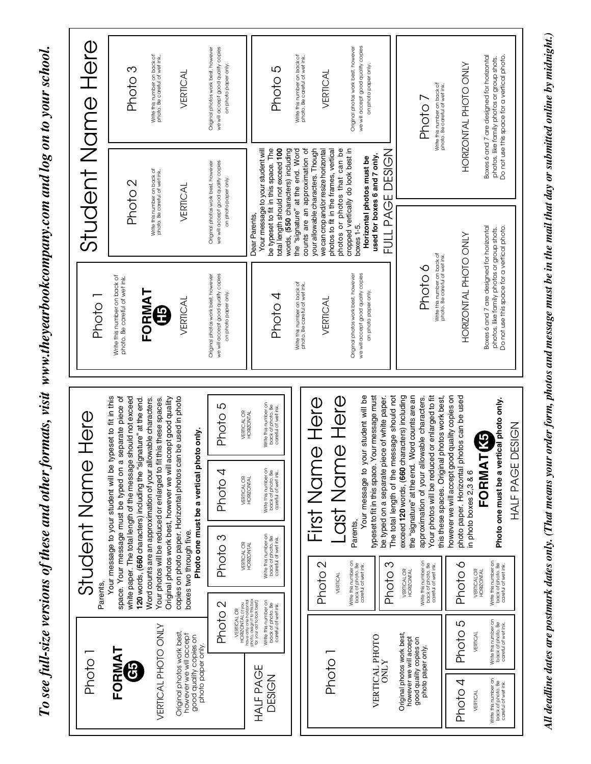***To see full-size versions of these and other formats, visit www.theyearbookcompany.com and log on to your school.***

## FORMAT G5 — HALF PAGE DESIGN

### Student Name Here

**Photo 1**

VERTICAL PHOTO ONLY

Original photos work best, however we will accept good quality copies on photo paper only.

Parents,

Your message to your student will be typeset to fit in this space. Your message must be typed on a separate piece of white paper. The total length of the message should not exceed **120** words, (**660** characters) including the "signature" at the end. Word counts are an approximation of your allowable characters. Your photos will be reduced or enlarged to fit this these spaces. Original photos work best, however we will accept good quality copies on photo paper. Horizontal photos can be used in photo boxes two through five.

**Photo one must be a vertical photo only.**

**Photo 2** — VERTICAL OR HORIZONTAL (If you have only one horizontal photo, assign it to this box for your ad to look best) — Write this number on back of photo. Be careful of wet ink.

**Photo 3** — VERTICAL OR HORIZONTAL — Write this number on back of photo. Be careful of wet ink.

**Photo 4** — VERTICAL OR HORIZONTAL — Write this number on back of photo. Be careful of wet ink.

**Photo 5** — VERTICAL OR HORIZONTAL — Write this number on back of photo. Be careful of wet ink.

## FORMAT K5 — HALF PAGE DESIGN

### First Name Here
### Last Name Here

**Photo 1**

VERTICAL PHOTO ONLY

Original photos work best, however we will accept good quality copies on photo paper only.

**Photo 2** — VERTICAL — Write this number on back of photo. Be careful of wet ink.

**Photo 3** — VERTICAL OR HORIZONTAL — Write this number on back of photo. Be careful of wet ink.

**Photo 4** — VERTICAL — Write this number on back of photo. Be careful of wet ink.

**Photo 5** — VERTICAL — Write this number on back of photo. Be careful of wet ink.

**Photo 6** — VERTICAL OR HORIZONTAL — Write this number on back of photo. Be careful of wet ink.

Parents,

Your message to your student will be typeset to fit in this space. Your message must be typed on a separate piece of white paper. The total length of the message should not exceed **120** words, (**660** characters) including the "signature" at the end. Word counts are an approximation of your allowable characters. Your photos will be reduced or enlarged to fit this these spaces. Original photos work best, however we will accept good quality copies on photo paper. Horizontal photos can be used in photo boxes 2,3 & 6

**Photo one must be a vertical photo only.**

## FORMAT H5 — FULL PAGE DESIGN

### Student Name Here

**Photo 1** — Write this number on back of photo. Be careful of wet ink. — VERTICAL — Original photos work best, however we will accept good quality copies on photo paper only.

**Photo 2** — Write this number on back of photo. Be careful of wet ink. — VERTICAL — Original photos work best, however we will accept good quality copies on photo paper only.

**Photo 3** — Write this number on back of photo. Be careful of wet ink. — VERTICAL — Original photos work best, however we will accept good quality copies on photo paper only.

**Photo 4** — Write this number on back of photo. Be careful of wet ink. — VERTICAL — Original photos work best, however we will accept good quality copies on photo paper only.

Dear Parents,

Your message to your student will be typeset to fit in this space. The total length should not exceed **100** words, (**550** characters) including the "signature" at the end. Word counts are an approximation of your allowable characters. Though we can crop and/or resize horizontal photos to fit in the frames, vertical photos or photos that can be cropped vertically do look best in boxes 1-5.

**Horizontal photos must be used for boxes 6 and 7 only.**

**Photo 5** — Write this number on back of photo. Be careful of wet ink. — VERTICAL — Original photos work best, however we will accept good quality copies on photo paper only.

**Photo 6** — Write this number on back of photo. Be careful of wet ink. — HORIZONTAL PHOTO ONLY — Boxes 6 and 7 are designed for horizontal photos, like family photos or group shots. Do not use this space for a vertical photo.

**Photo 7** — Write this number on back of photo. Be careful of wet ink. — HORIZONTAL PHOTO ONLY — Boxes 6 and 7 are designed for horizontal photos, like family photos or group shots. Do not use this space for a vertical photo.

***All deadline dates are postmark dates only. (That means your order form, photos and message must be in the mail that day or submitted online by midnight.)***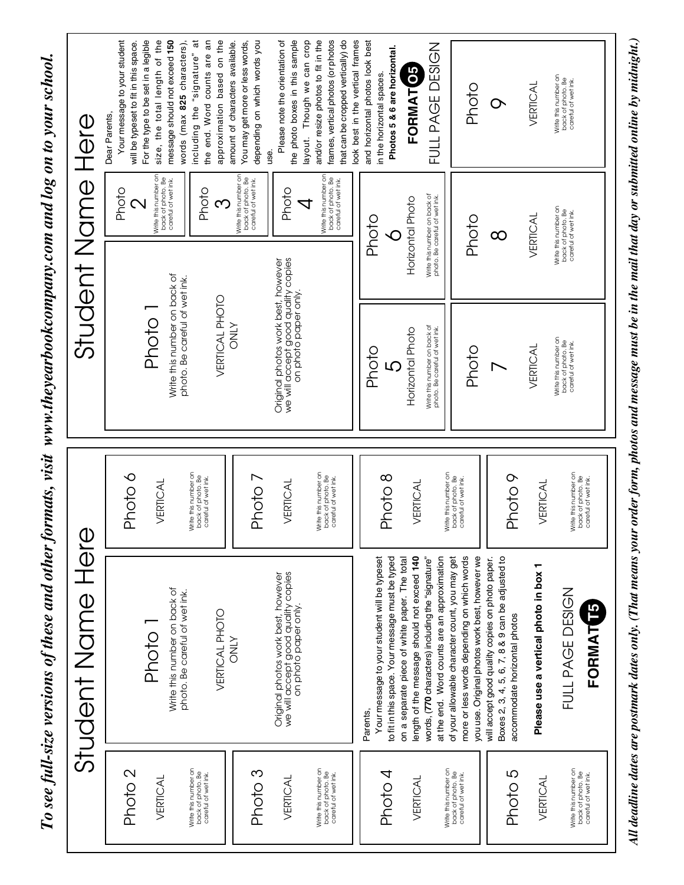*To see full-size versions of these and other formats, visit www.theyearbookcompany.com and log on to your school.*

## Student Name Here

**Photo 1**

Write this number on back of photo. Be careful of wet ink.

VERTICAL PHOTO ONLY

Original photos work best, however we will accept good quality copies on photo paper only.

**Photo 2**

VERTICAL

Write this number on back of photo. Be careful of wet ink.

**Photo 3**

VERTICAL

Write this number on back of photo. Be careful of wet ink.

**Photo 4**

VERTICAL

Write this number on back of photo. Be careful of wet ink.

**Photo 5**

VERTICAL

Write this number on back of photo. Be careful of wet ink.

**Photo 6**

VERTICAL

Write this number on back of photo. Be careful of wet ink.

**Photo 7**

VERTICAL

Write this number on back of photo. Be careful of wet ink.

**Photo 8**

VERTICAL

Write this number on back of photo. Be careful of wet ink.

**Photo 9**

VERTICAL

Write this number on back of photo. Be careful of wet ink.

Parents,

Your message to your student will be typeset to fit in this space. Your message must be typed on a separate piece of white paper. The total length of the message should not exceed **140** words, (**770** characters) including the "signature" at the end. Word counts are an approximation of your allowable character count, you may get more or less words depending on which words you use. Original photos work best, however we will accept good quality copies on photo paper. Boxes 2, 3, 4, 5, 6, 7, 8 & 9 can be adjusted to accommodate horizontal photos

**Please use a vertical photo in box 1**

FULL PAGE DESIGN

**FORMAT T5**

## Student Name Here

**Photo 1**

Write this number on back of photo. Be careful of wet ink.

VERTICAL PHOTO ONLY

Original photos work best, however we will accept good quality copies on photo paper only.

**Photo 2**

Write this number on back of photo. Be careful of wet ink.

**Photo 3**

Write this number on back of photo. Be careful of wet ink.

**Photo 4**

Write this number on back of photo. Be careful of wet ink.

**Photo 5**

Horizontal Photo

Write this number on back of photo. Be careful of wet ink.

**Photo 6**

Horizontal Photo

Write this number on back of photo. Be careful of wet ink.

**Photo 7**

VERTICAL

Write this number on back of photo. Be careful of wet ink.

**Photo 8**

VERTICAL

Write this number on back of photo. Be careful of wet ink.

**Photo 9**

VERTICAL

Write this number on back of photo. Be careful of wet ink.

Dear Parents,

Your message to your student will be typeset to fit in this space. For the type to be set in a legible size, the total length of the message should not exceed **150** words (max **825** characters), including the "signature" at the end. Word counts are an approximation based on the amount of characters available. You may get more or less words, depending on which words you use.

Please note the orientation of the photo boxes in this sample layout. Though we can crop and/or resize photos to fit in the frames, vertical photos (or photos that can be cropped vertically) do look best in the vertical frames and horizontal photos look best in the horizontal spaces. **Photos 5 & 6 are horizontal.**

**FORMAT O5**

FULL PAGE DESIGN

***All deadline dates are postmark dates only. (That means your order form, photos and message must be in the mail that day or submitted online by midnight.)***